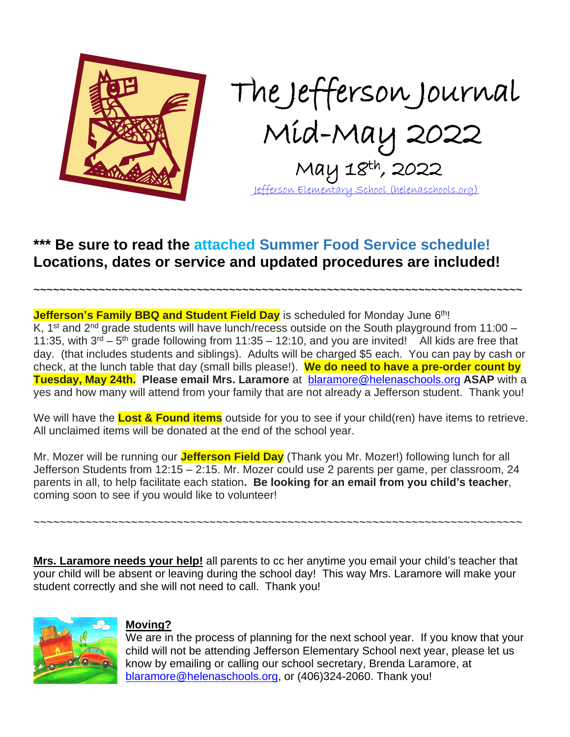# The Jefferson Journal

## Mid-May 2022

May 18th, 2022

Jefferson Elementary School (helenaschools.org)

**\*\*\* Be sure to read the attached Summer Food Service schedule! Locations, dates or service and updated procedures are included!**

~~~~~~~~~~~~~~~~~~~~~~~~~~~~~~~~~~~~~~~~~~~~~~~~~~~~~~~~~~~~~~~~~~~~~~~~~~~~~~~~~~~~~~~~~~~~~~

**Jefferson's Family BBQ and Student Field Day** is scheduled for Monday June 6th! K, 1st and 2nd grade students will have lunch/recess outside on the South playground from 11:00 – 11:35, with 3rd – 5th grade following from 11:35 – 12:10, and you are invited! All kids are free that day. (that includes students and siblings). Adults will be charged $5 each. You can pay by cash or check, at the lunch table that day (small bills please!). **We do need to have a pre-order count by Tuesday, May 24th. Please email Mrs. Laramore** at blaramore@helenaschools.org **ASAP** with a yes and how many will attend from your family that are not already a Jefferson student. Thank you!

We will have the **Lost & Found items** outside for you to see if your child(ren) have items to retrieve. All unclaimed items will be donated at the end of the school year.

Mr. Mozer will be running our **Jefferson Field Day** (Thank you Mr. Mozer!) following lunch for all Jefferson Students from 12:15 – 2:15. Mr. Mozer could use 2 parents per game, per classroom, 24 parents in all, to help facilitate each station**. Be looking for an email from you child's teacher**, coming soon to see if you would like to volunteer!

~~~~~~~~~~~~~~~~~~~~~~~~~~~~~~~~~~~~~~~~~~~~~~~~~~~~~~~~~~~~~~~~~~~~~~~~~~~~~~~~~~~~~~~~~~~~~~

**Mrs. Laramore needs your help!** all parents to cc her anytime you email your child's teacher that your child will be absent or leaving during the school day! This way Mrs. Laramore will make your student correctly and she will not need to call. Thank you!

**Moving?**

We are in the process of planning for the next school year. If you know that your child will not be attending Jefferson Elementary School next year, please let us know by emailing or calling our school secretary, Brenda Laramore, at blaramore@helenaschools.org, or (406)324-2060. Thank you!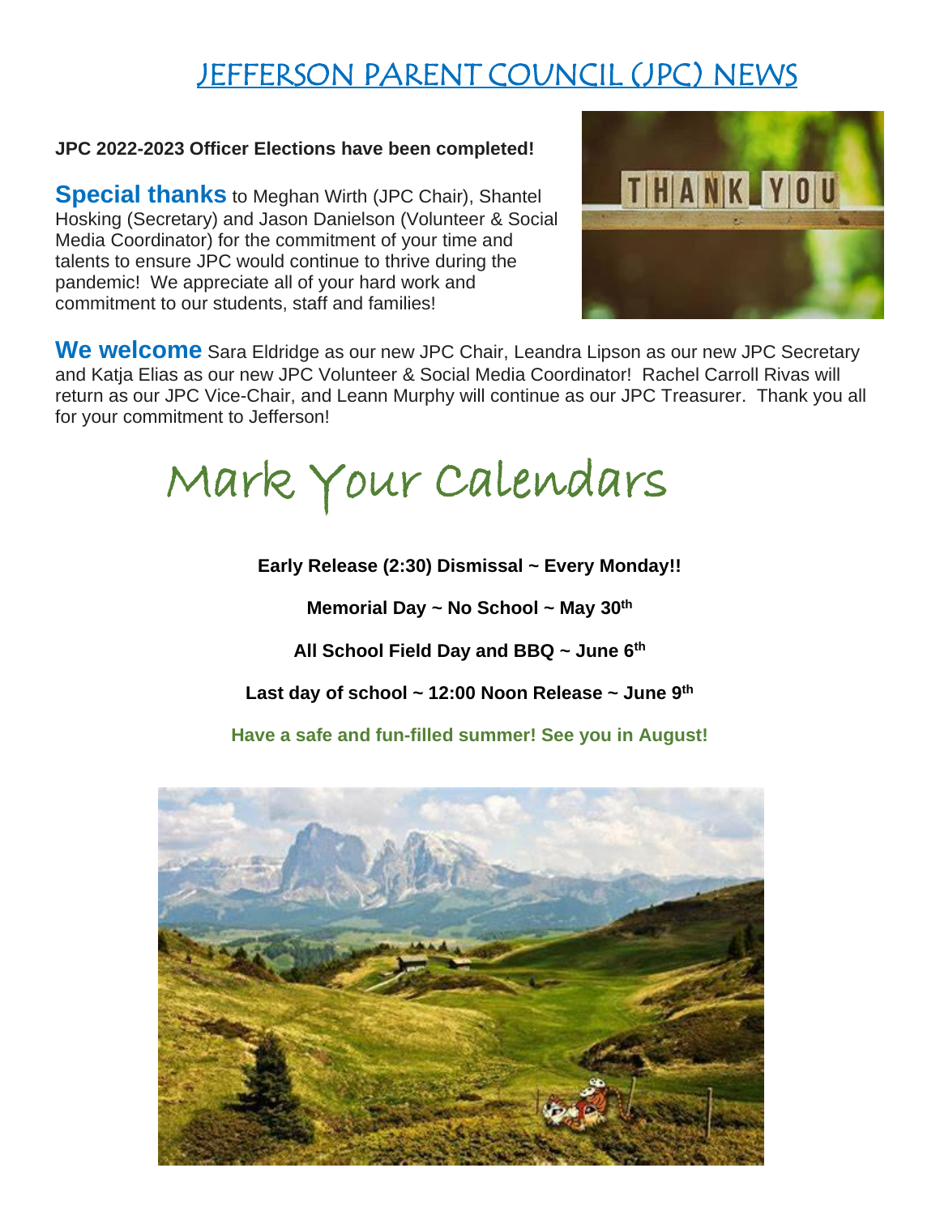# JEFFERSON PARENT COUNCIL (JPC) NEWS

**JPC 2022-2023 Officer Elections have been completed!**

**Special thanks** to Meghan Wirth (JPC Chair), Shantel Hosking (Secretary) and Jason Danielson (Volunteer & Social Media Coordinator) for the commitment of your time and talents to ensure JPC would continue to thrive during the pandemic! We appreciate all of your hard work and commitment to our students, staff and families!

**We welcome** Sara Eldridge as our new JPC Chair, Leandra Lipson as our new JPC Secretary and Katja Elias as our new JPC Volunteer & Social Media Coordinator! Rachel Carroll Rivas will return as our JPC Vice-Chair, and Leann Murphy will continue as our JPC Treasurer. Thank you all for your commitment to Jefferson!

# Mark Your Calendars

**Early Release (2:30) Dismissal ~ Every Monday!!**

**Memorial Day ~ No School ~ May 30th**

**All School Field Day and BBQ ~ June 6th**

**Last day of school ~ 12:00 Noon Release ~ June 9th**

**Have a safe and fun-filled summer! See you in August!**